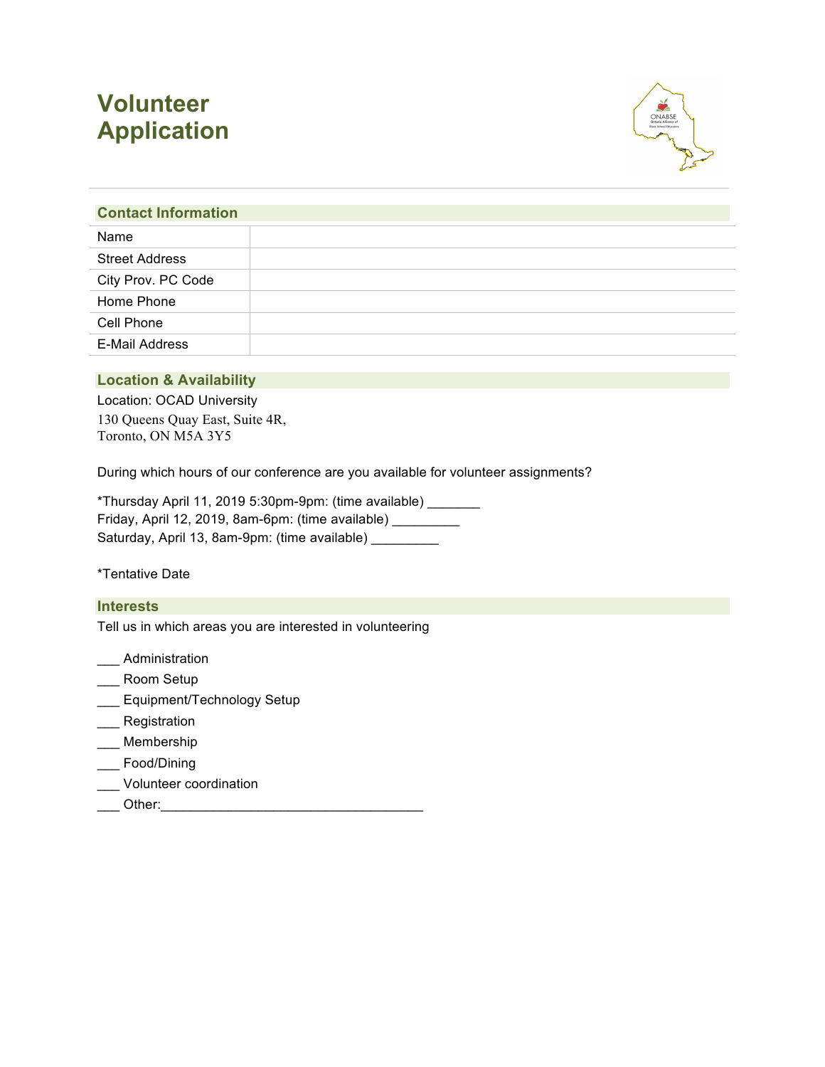# Volunteer Application

## Contact Information

| | |
|---|---|
| Name | |
| Street Address | |
| City Prov. PC Code | |
| Home Phone | |
| Cell Phone | |
| E-Mail Address | |

## Location & Availability

Location: OCAD University
130 Queens Quay East, Suite 4R,
Toronto, ON M5A 3Y5

During which hours of our conference are you available for volunteer assignments?

*Thursday April 11, 2019 5:30pm-9pm: (time available) _______
Friday, April 12, 2019, 8am-6pm: (time available) _________
Saturday, April 13, 8am-9pm: (time available) _________

*Tentative Date

## Interests

Tell us in which areas you are interested in volunteering

___ Administration
___ Room Setup
___ Equipment/Technology Setup
___ Registration
___ Membership
___ Food/Dining
___ Volunteer coordination
___ Other:___________________________________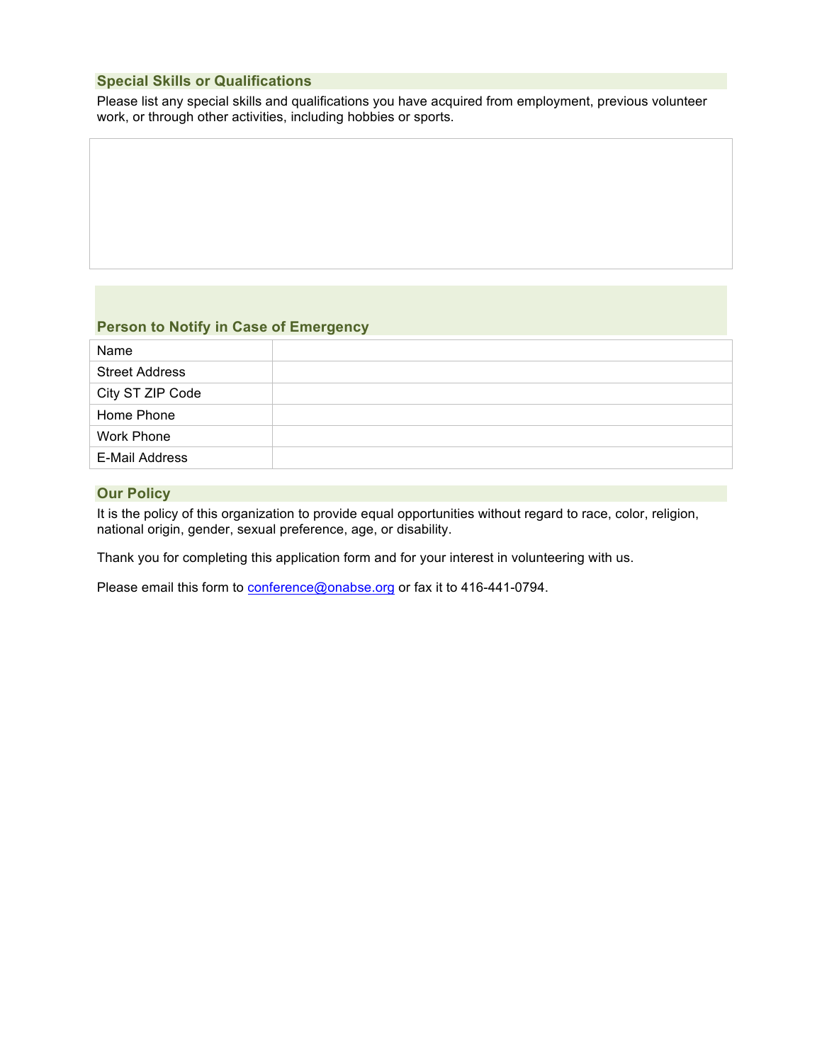## Special Skills or Qualifications

Please list any special skills and qualifications you have acquired from employment, previous volunteer work, or through other activities, including hobbies or sports.

| |
|---|
| |

## Person to Notify in Case of Emergency

| | |
|---|---|
| Name | |
| Street Address | |
| City ST ZIP Code | |
| Home Phone | |
| Work Phone | |
| E-Mail Address | |

## Our Policy

It is the policy of this organization to provide equal opportunities without regard to race, color, religion, national origin, gender, sexual preference, age, or disability.

Thank you for completing this application form and for your interest in volunteering with us.

Please email this form to conference@onabse.org or fax it to 416-441-0794.